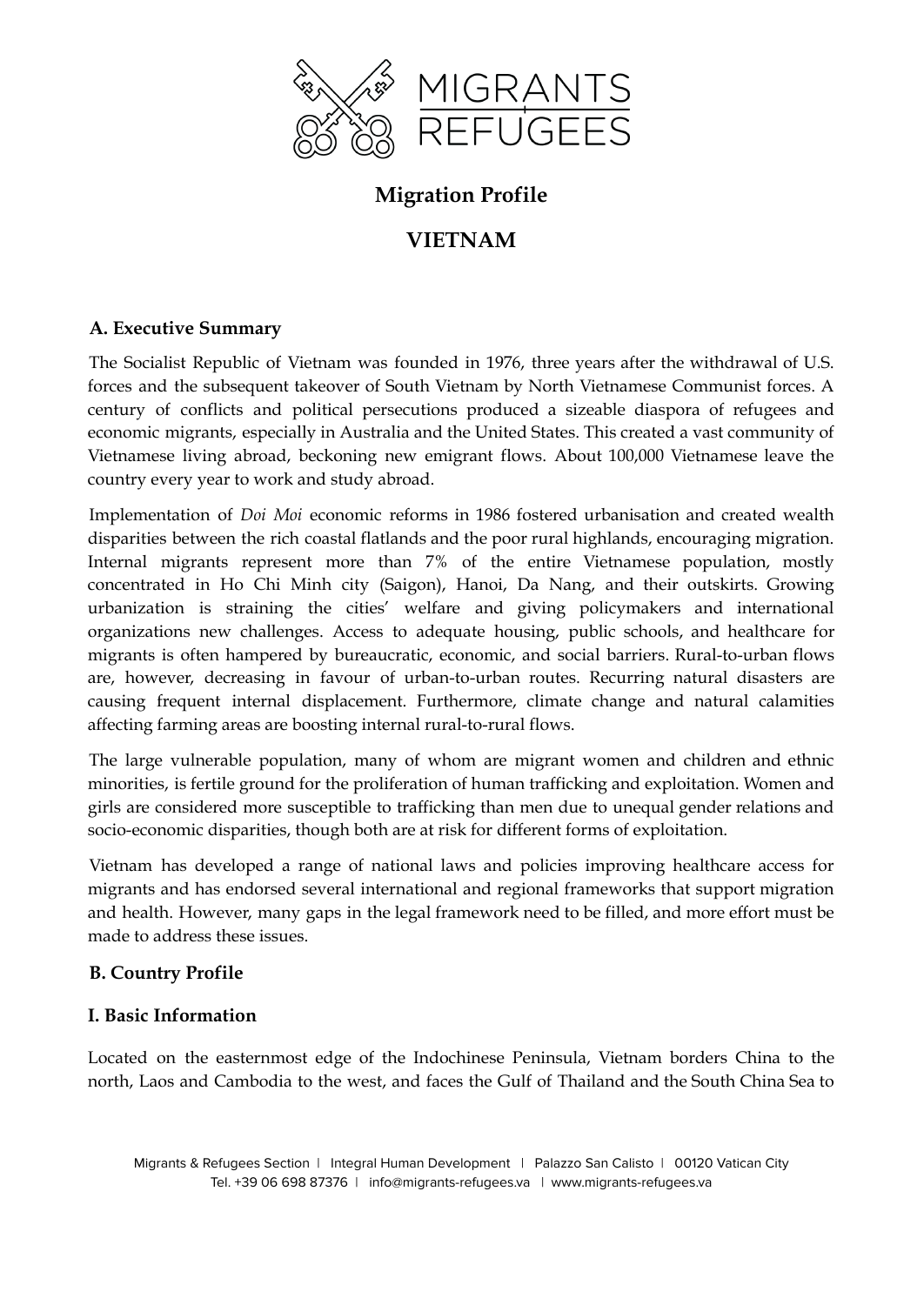# Migration Profile

# VIETNAM

## A. Executive Summary

The Socialist Republic of Vietnam was founded in 1976, three years after the withdrawal of U.S. forces and the subsequent takeover of South Vietnam by North Vietnamese Communist forces. A century of conflicts and political persecutions produced a sizeable diaspora of refugees and economic migrants, especially in Australia and the United States. This created a vast community of Vietnamese living abroad, beckoning new emigrant flows. About 100,000 Vietnamese leave the country every year to work and study abroad.

Implementation of *Doi Moi* economic reforms in 1986 fostered urbanisation and created wealth disparities between the rich coastal flatlands and the poor rural highlands, encouraging migration. Internal migrants represent more than 7% of the entire Vietnamese population, mostly concentrated in Ho Chi Minh city (Saigon), Hanoi, Da Nang, and their outskirts. Growing urbanization is straining the cities' welfare and giving policymakers and international organizations new challenges. Access to adequate housing, public schools, and healthcare for migrants is often hampered by bureaucratic, economic, and social barriers. Rural-to-urban flows are, however, decreasing in favour of urban-to-urban routes. Recurring natural disasters are causing frequent internal displacement. Furthermore, climate change and natural calamities affecting farming areas are boosting internal rural-to-rural flows.

The large vulnerable population, many of whom are migrant women and children and ethnic minorities, is fertile ground for the proliferation of human trafficking and exploitation. Women and girls are considered more susceptible to trafficking than men due to unequal gender relations and socio-economic disparities, though both are at risk for different forms of exploitation.

Vietnam has developed a range of national laws and policies improving healthcare access for migrants and has endorsed several international and regional frameworks that support migration and health. However, many gaps in the legal framework need to be filled, and more effort must be made to address these issues.

## B. Country Profile

### I. Basic Information

Located on the easternmost edge of the Indochinese Peninsula, Vietnam borders China to the north, Laos and Cambodia to the west, and faces the Gulf of Thailand and the South China Sea to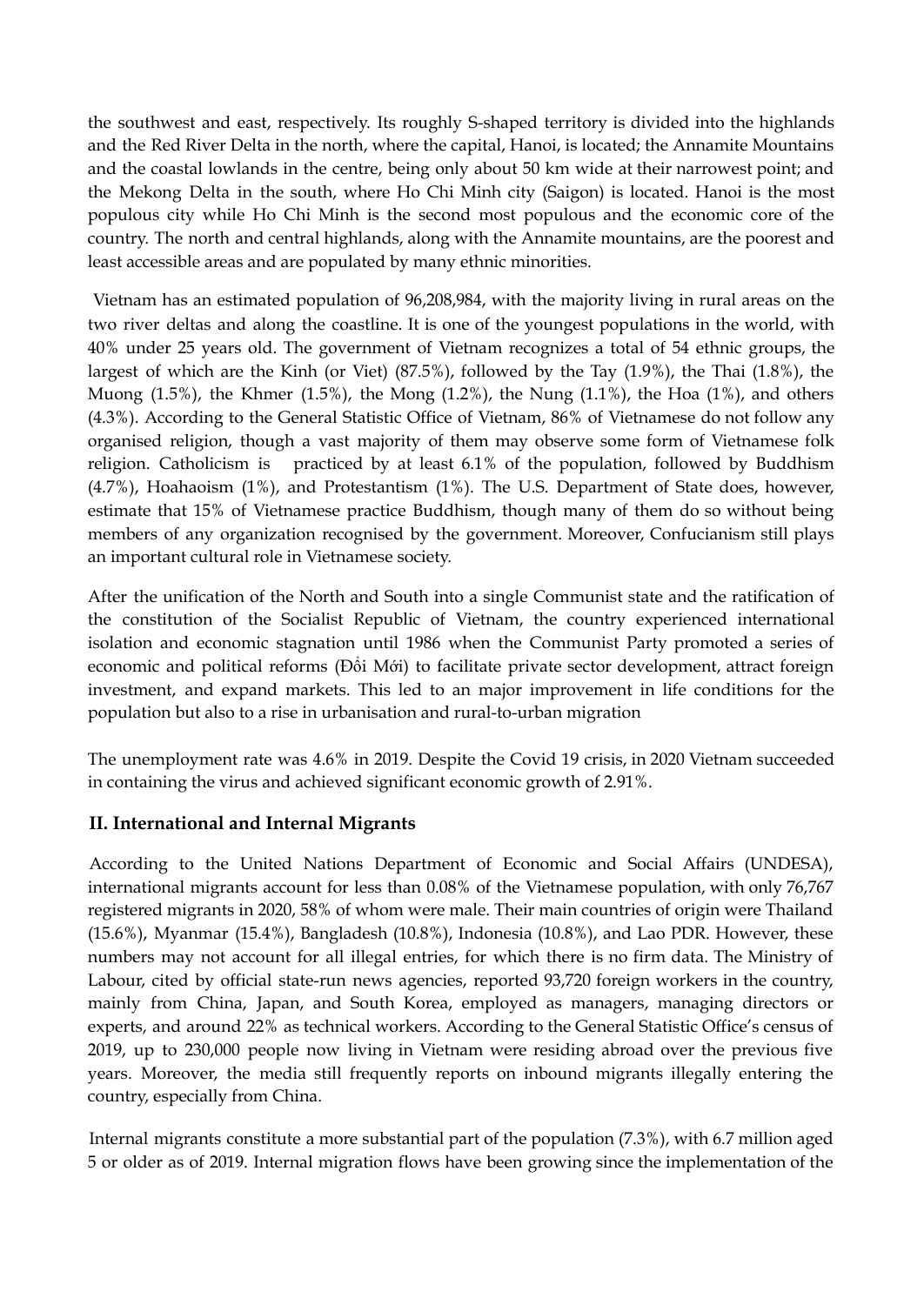the southwest and east, respectively. Its roughly S-shaped territory is divided into the highlands and the Red River Delta in the north, where the capital, Hanoi, is located; the Annamite Mountains and the coastal lowlands in the centre, being only about 50 km wide at their narrowest point; and the Mekong Delta in the south, where Ho Chi Minh city (Saigon) is located. Hanoi is the most populous city while Ho Chi Minh is the second most populous and the economic core of the country. The north and central highlands, along with the Annamite mountains, are the poorest and least accessible areas and are populated by many ethnic minorities.

Vietnam has an estimated population of 96,208,984, with the majority living in rural areas on the two river deltas and along the coastline. It is one of the youngest populations in the world, with 40% under 25 years old. The government of Vietnam recognizes a total of 54 ethnic groups, the largest of which are the Kinh (or Viet) (87.5%), followed by the Tay (1.9%), the Thai (1.8%), the Muong (1.5%), the Khmer (1.5%), the Mong (1.2%), the Nung (1.1%), the Hoa (1%), and others (4.3%). According to the General Statistic Office of Vietnam, 86% of Vietnamese do not follow any organised religion, though a vast majority of them may observe some form of Vietnamese folk religion. Catholicism is practiced by at least 6.1% of the population, followed by Buddhism (4.7%), Hoahaoism (1%), and Protestantism (1%). The U.S. Department of State does, however, estimate that 15% of Vietnamese practice Buddhism, though many of them do so without being members of any organization recognised by the government. Moreover, Confucianism still plays an important cultural role in Vietnamese society.

After the unification of the North and South into a single Communist state and the ratification of the constitution of the Socialist Republic of Vietnam, the country experienced international isolation and economic stagnation until 1986 when the Communist Party promoted a series of economic and political reforms (Đổi Mới) to facilitate private sector development, attract foreign investment, and expand markets. This led to an major improvement in life conditions for the population but also to a rise in urbanisation and rural-to-urban migration

The unemployment rate was 4.6% in 2019. Despite the Covid 19 crisis, in 2020 Vietnam succeeded in containing the virus and achieved significant economic growth of 2.91%.

## II. International and Internal Migrants

According to the United Nations Department of Economic and Social Affairs (UNDESA), international migrants account for less than 0.08% of the Vietnamese population, with only 76,767 registered migrants in 2020, 58% of whom were male. Their main countries of origin were Thailand (15.6%), Myanmar (15.4%), Bangladesh (10.8%), Indonesia (10.8%), and Lao PDR. However, these numbers may not account for all illegal entries, for which there is no firm data. The Ministry of Labour, cited by official state-run news agencies, reported 93,720 foreign workers in the country, mainly from China, Japan, and South Korea, employed as managers, managing directors or experts, and around 22% as technical workers. According to the General Statistic Office's census of 2019, up to 230,000 people now living in Vietnam were residing abroad over the previous five years. Moreover, the media still frequently reports on inbound migrants illegally entering the country, especially from China.

Internal migrants constitute a more substantial part of the population (7.3%), with 6.7 million aged 5 or older as of 2019. Internal migration flows have been growing since the implementation of the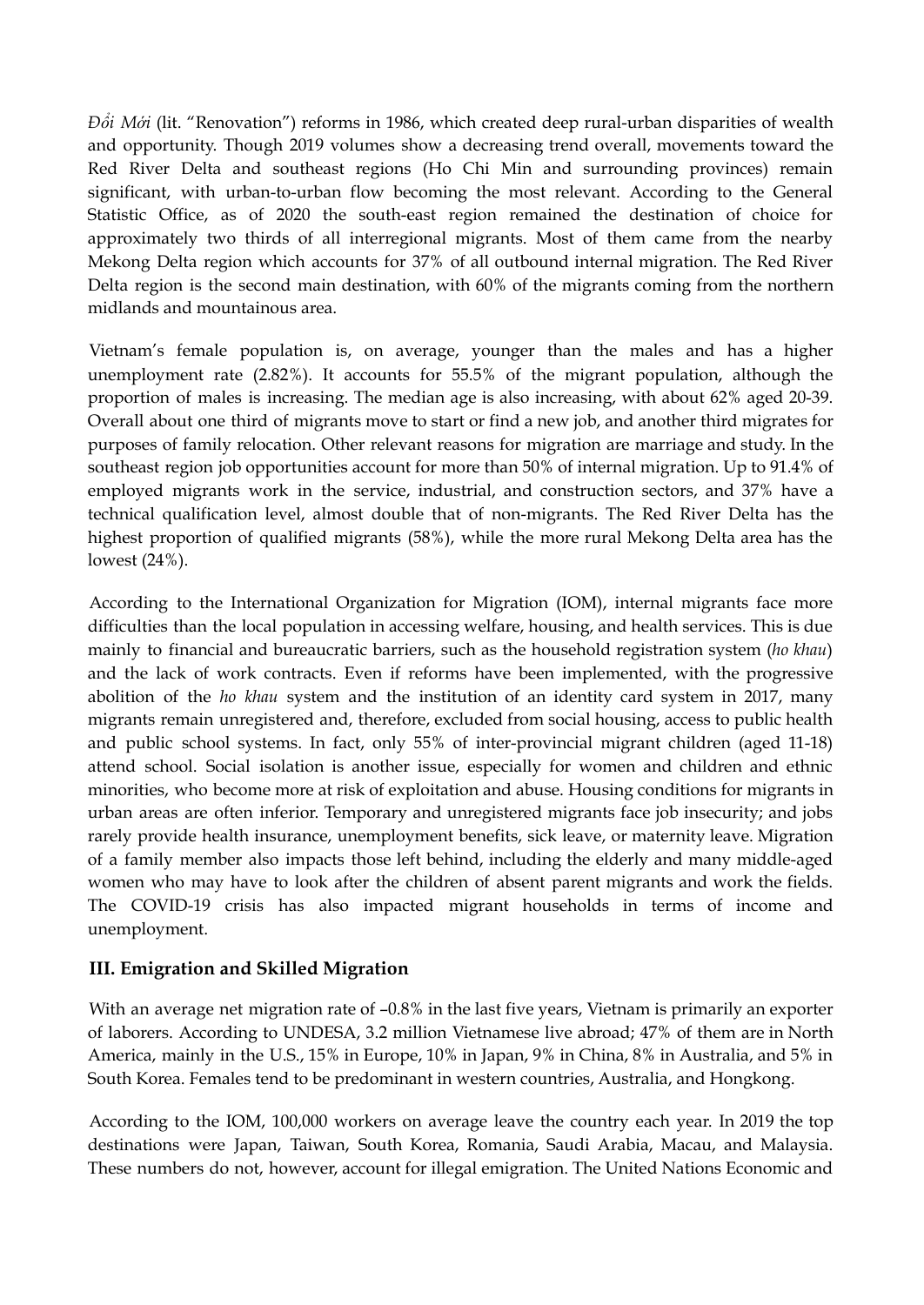*Đổi Mới* (lit. "Renovation") reforms in 1986, which created deep rural-urban disparities of wealth and opportunity. Though 2019 volumes show a decreasing trend overall, movements toward the Red River Delta and southeast regions (Ho Chi Min and surrounding provinces) remain significant, with urban-to-urban flow becoming the most relevant. According to the General Statistic Office, as of 2020 the south-east region remained the destination of choice for approximately two thirds of all interregional migrants. Most of them came from the nearby Mekong Delta region which accounts for 37% of all outbound internal migration. The Red River Delta region is the second main destination, with 60% of the migrants coming from the northern midlands and mountainous area.

Vietnam's female population is, on average, younger than the males and has a higher unemployment rate (2.82%). It accounts for 55.5% of the migrant population, although the proportion of males is increasing. The median age is also increasing, with about 62% aged 20-39. Overall about one third of migrants move to start or find a new job, and another third migrates for purposes of family relocation. Other relevant reasons for migration are marriage and study. In the southeast region job opportunities account for more than 50% of internal migration. Up to 91.4% of employed migrants work in the service, industrial, and construction sectors, and 37% have a technical qualification level, almost double that of non-migrants. The Red River Delta has the highest proportion of qualified migrants (58%), while the more rural Mekong Delta area has the lowest (24%).

According to the International Organization for Migration (IOM), internal migrants face more difficulties than the local population in accessing welfare, housing, and health services. This is due mainly to financial and bureaucratic barriers, such as the household registration system (*ho khau*) and the lack of work contracts. Even if reforms have been implemented, with the progressive abolition of the *ho khau* system and the institution of an identity card system in 2017, many migrants remain unregistered and, therefore, excluded from social housing, access to public health and public school systems. In fact, only 55% of inter-provincial migrant children (aged 11-18) attend school. Social isolation is another issue, especially for women and children and ethnic minorities, who become more at risk of exploitation and abuse. Housing conditions for migrants in urban areas are often inferior. Temporary and unregistered migrants face job insecurity; and jobs rarely provide health insurance, unemployment benefits, sick leave, or maternity leave. Migration of a family member also impacts those left behind, including the elderly and many middle-aged women who may have to look after the children of absent parent migrants and work the fields. The COVID-19 crisis has also impacted migrant households in terms of income and unemployment.

### III. Emigration and Skilled Migration

With an average net migration rate of –0.8% in the last five years, Vietnam is primarily an exporter of laborers. According to UNDESA, 3.2 million Vietnamese live abroad; 47% of them are in North America, mainly in the U.S., 15% in Europe, 10% in Japan, 9% in China, 8% in Australia, and 5% in South Korea. Females tend to be predominant in western countries, Australia, and Hongkong.

According to the IOM, 100,000 workers on average leave the country each year. In 2019 the top destinations were Japan, Taiwan, South Korea, Romania, Saudi Arabia, Macau, and Malaysia. These numbers do not, however, account for illegal emigration. The United Nations Economic and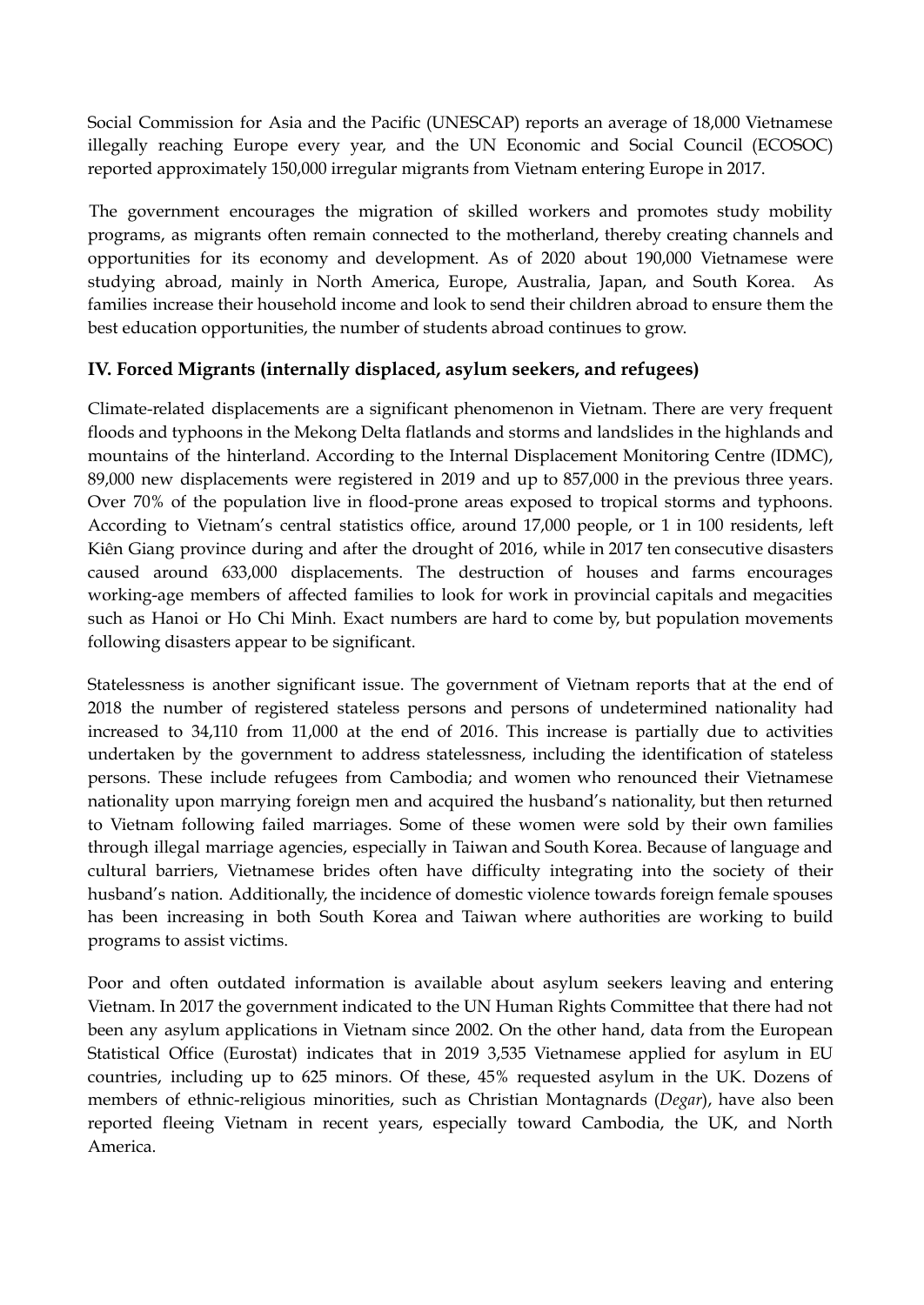Social Commission for Asia and the Pacific (UNESCAP) reports an average of 18,000 Vietnamese illegally reaching Europe every year, and the UN Economic and Social Council (ECOSOC) reported approximately 150,000 irregular migrants from Vietnam entering Europe in 2017.

The government encourages the migration of skilled workers and promotes study mobility programs, as migrants often remain connected to the motherland, thereby creating channels and opportunities for its economy and development. As of 2020 about 190,000 Vietnamese were studying abroad, mainly in North America, Europe, Australia, Japan, and South Korea. As families increase their household income and look to send their children abroad to ensure them the best education opportunities, the number of students abroad continues to grow.

## IV. Forced Migrants (internally displaced, asylum seekers, and refugees)

Climate-related displacements are a significant phenomenon in Vietnam. There are very frequent floods and typhoons in the Mekong Delta flatlands and storms and landslides in the highlands and mountains of the hinterland. According to the Internal Displacement Monitoring Centre (IDMC), 89,000 new displacements were registered in 2019 and up to 857,000 in the previous three years. Over 70% of the population live in flood-prone areas exposed to tropical storms and typhoons. According to Vietnam's central statistics office, around 17,000 people, or 1 in 100 residents, left Kiên Giang province during and after the drought of 2016, while in 2017 ten consecutive disasters caused around 633,000 displacements. The destruction of houses and farms encourages working-age members of affected families to look for work in provincial capitals and megacities such as Hanoi or Ho Chi Minh. Exact numbers are hard to come by, but population movements following disasters appear to be significant.

Statelessness is another significant issue. The government of Vietnam reports that at the end of 2018 the number of registered stateless persons and persons of undetermined nationality had increased to 34,110 from 11,000 at the end of 2016. This increase is partially due to activities undertaken by the government to address statelessness, including the identification of stateless persons. These include refugees from Cambodia; and women who renounced their Vietnamese nationality upon marrying foreign men and acquired the husband's nationality, but then returned to Vietnam following failed marriages. Some of these women were sold by their own families through illegal marriage agencies, especially in Taiwan and South Korea. Because of language and cultural barriers, Vietnamese brides often have difficulty integrating into the society of their husband's nation. Additionally, the incidence of domestic violence towards foreign female spouses has been increasing in both South Korea and Taiwan where authorities are working to build programs to assist victims.

Poor and often outdated information is available about asylum seekers leaving and entering Vietnam. In 2017 the government indicated to the UN Human Rights Committee that there had not been any asylum applications in Vietnam since 2002. On the other hand, data from the European Statistical Office (Eurostat) indicates that in 2019 3,535 Vietnamese applied for asylum in EU countries, including up to 625 minors. Of these, 45% requested asylum in the UK. Dozens of members of ethnic-religious minorities, such as Christian Montagnards (*Degar*), have also been reported fleeing Vietnam in recent years, especially toward Cambodia, the UK, and North America.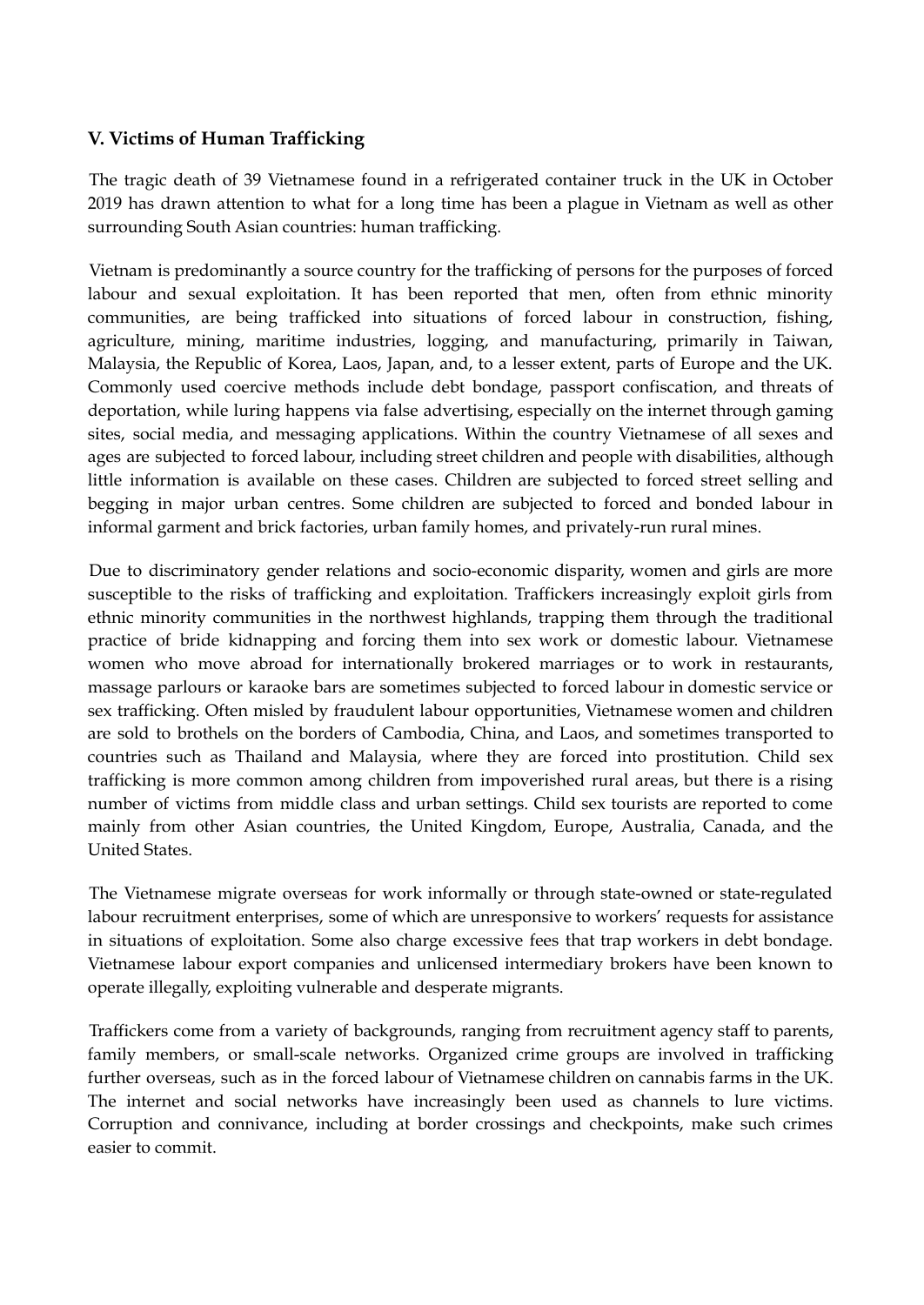## V. Victims of Human Trafficking

The tragic death of 39 Vietnamese found in a refrigerated container truck in the UK in October 2019 has drawn attention to what for a long time has been a plague in Vietnam as well as other surrounding South Asian countries: human trafficking.

Vietnam is predominantly a source country for the trafficking of persons for the purposes of forced labour and sexual exploitation. It has been reported that men, often from ethnic minority communities, are being trafficked into situations of forced labour in construction, fishing, agriculture, mining, maritime industries, logging, and manufacturing, primarily in Taiwan, Malaysia, the Republic of Korea, Laos, Japan, and, to a lesser extent, parts of Europe and the UK. Commonly used coercive methods include debt bondage, passport confiscation, and threats of deportation, while luring happens via false advertising, especially on the internet through gaming sites, social media, and messaging applications. Within the country Vietnamese of all sexes and ages are subjected to forced labour, including street children and people with disabilities, although little information is available on these cases. Children are subjected to forced street selling and begging in major urban centres. Some children are subjected to forced and bonded labour in informal garment and brick factories, urban family homes, and privately-run rural mines.

Due to discriminatory gender relations and socio-economic disparity, women and girls are more susceptible to the risks of trafficking and exploitation. Traffickers increasingly exploit girls from ethnic minority communities in the northwest highlands, trapping them through the traditional practice of bride kidnapping and forcing them into sex work or domestic labour. Vietnamese women who move abroad for internationally brokered marriages or to work in restaurants, massage parlours or karaoke bars are sometimes subjected to forced labour in domestic service or sex trafficking. Often misled by fraudulent labour opportunities, Vietnamese women and children are sold to brothels on the borders of Cambodia, China, and Laos, and sometimes transported to countries such as Thailand and Malaysia, where they are forced into prostitution. Child sex trafficking is more common among children from impoverished rural areas, but there is a rising number of victims from middle class and urban settings. Child sex tourists are reported to come mainly from other Asian countries, the United Kingdom, Europe, Australia, Canada, and the United States.

The Vietnamese migrate overseas for work informally or through state-owned or state-regulated labour recruitment enterprises, some of which are unresponsive to workers' requests for assistance in situations of exploitation. Some also charge excessive fees that trap workers in debt bondage. Vietnamese labour export companies and unlicensed intermediary brokers have been known to operate illegally, exploiting vulnerable and desperate migrants.

Traffickers come from a variety of backgrounds, ranging from recruitment agency staff to parents, family members, or small-scale networks. Organized crime groups are involved in trafficking further overseas, such as in the forced labour of Vietnamese children on cannabis farms in the UK. The internet and social networks have increasingly been used as channels to lure victims. Corruption and connivance, including at border crossings and checkpoints, make such crimes easier to commit.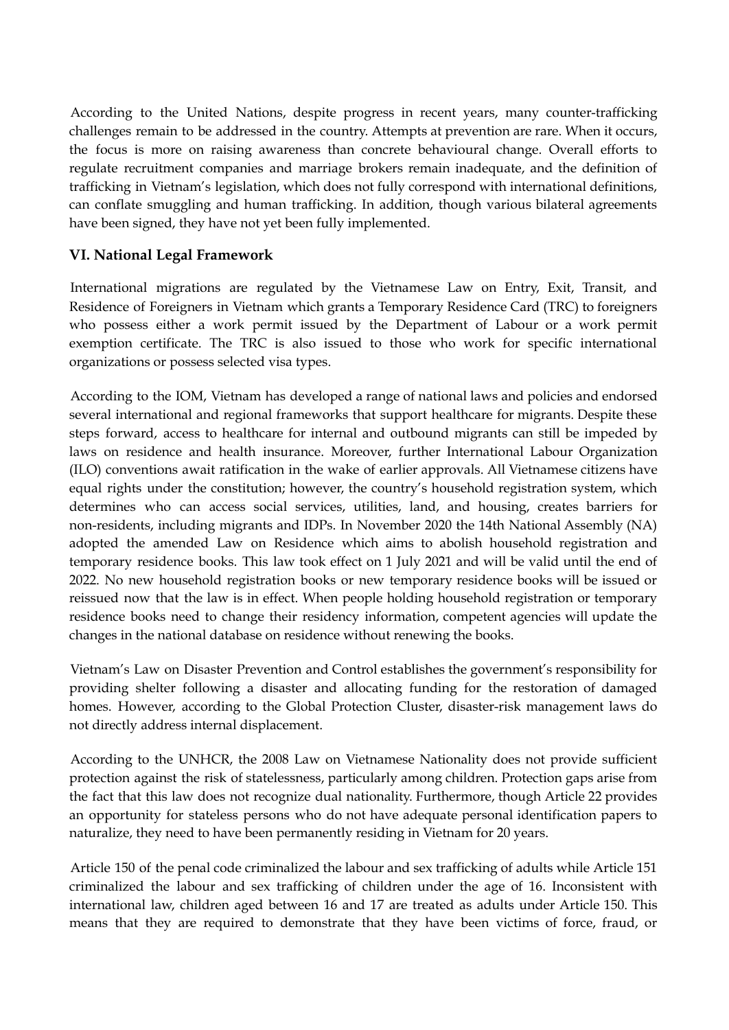According to the United Nations, despite progress in recent years, many counter-trafficking challenges remain to be addressed in the country. Attempts at prevention are rare. When it occurs, the focus is more on raising awareness than concrete behavioural change. Overall efforts to regulate recruitment companies and marriage brokers remain inadequate, and the definition of trafficking in Vietnam's legislation, which does not fully correspond with international definitions, can conflate smuggling and human trafficking. In addition, though various bilateral agreements have been signed, they have not yet been fully implemented.

### VI. National Legal Framework

International migrations are regulated by the Vietnamese Law on Entry, Exit, Transit, and Residence of Foreigners in Vietnam which grants a Temporary Residence Card (TRC) to foreigners who possess either a work permit issued by the Department of Labour or a work permit exemption certificate. The TRC is also issued to those who work for specific international organizations or possess selected visa types.

According to the IOM, Vietnam has developed a range of national laws and policies and endorsed several international and regional frameworks that support healthcare for migrants. Despite these steps forward, access to healthcare for internal and outbound migrants can still be impeded by laws on residence and health insurance. Moreover, further International Labour Organization (ILO) conventions await ratification in the wake of earlier approvals. All Vietnamese citizens have equal rights under the constitution; however, the country's household registration system, which determines who can access social services, utilities, land, and housing, creates barriers for non-residents, including migrants and IDPs. In November 2020 the 14th National Assembly (NA) adopted the amended Law on Residence which aims to abolish household registration and temporary residence books. This law took effect on 1 July 2021 and will be valid until the end of 2022. No new household registration books or new temporary residence books will be issued or reissued now that the law is in effect. When people holding household registration or temporary residence books need to change their residency information, competent agencies will update the changes in the national database on residence without renewing the books.

Vietnam's Law on Disaster Prevention and Control establishes the government's responsibility for providing shelter following a disaster and allocating funding for the restoration of damaged homes. However, according to the Global Protection Cluster, disaster-risk management laws do not directly address internal displacement.

According to the UNHCR, the 2008 Law on Vietnamese Nationality does not provide sufficient protection against the risk of statelessness, particularly among children. Protection gaps arise from the fact that this law does not recognize dual nationality. Furthermore, though Article 22 provides an opportunity for stateless persons who do not have adequate personal identification papers to naturalize, they need to have been permanently residing in Vietnam for 20 years.

Article 150 of the penal code criminalized the labour and sex trafficking of adults while Article 151 criminalized the labour and sex trafficking of children under the age of 16. Inconsistent with international law, children aged between 16 and 17 are treated as adults under Article 150. This means that they are required to demonstrate that they have been victims of force, fraud, or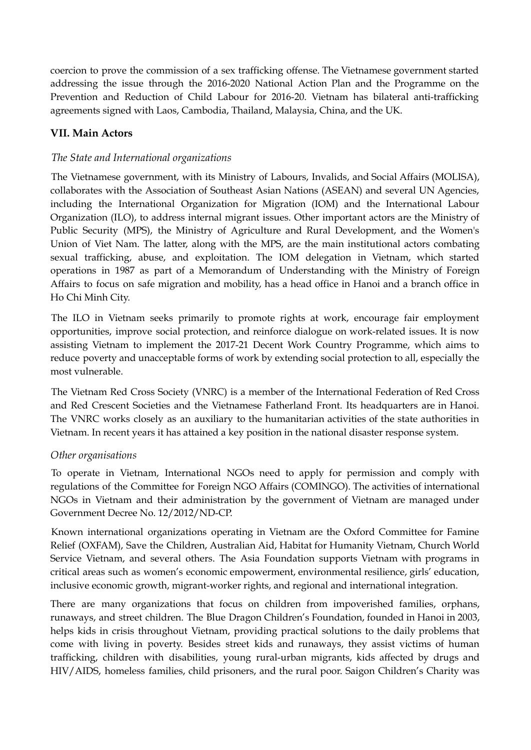coercion to prove the commission of a sex trafficking offense. The Vietnamese government started addressing the issue through the 2016-2020 National Action Plan and the Programme on the Prevention and Reduction of Child Labour for 2016-20. Vietnam has bilateral anti-trafficking agreements signed with Laos, Cambodia, Thailand, Malaysia, China, and the UK.

## VII. Main Actors

### *The State and International organizations*

The Vietnamese government, with its Ministry of Labours, Invalids, and Social Affairs (MOLISA), collaborates with the Association of Southeast Asian Nations (ASEAN) and several UN Agencies, including the International Organization for Migration (IOM) and the International Labour Organization (ILO), to address internal migrant issues. Other important actors are the Ministry of Public Security (MPS), the Ministry of Agriculture and Rural Development, and the Women's Union of Viet Nam. The latter, along with the MPS, are the main institutional actors combating sexual trafficking, abuse, and exploitation. The IOM delegation in Vietnam, which started operations in 1987 as part of a Memorandum of Understanding with the Ministry of Foreign Affairs to focus on safe migration and mobility, has a head office in Hanoi and a branch office in Ho Chi Minh City.

The ILO in Vietnam seeks primarily to promote rights at work, encourage fair employment opportunities, improve social protection, and reinforce dialogue on work-related issues. It is now assisting Vietnam to implement the 2017-21 Decent Work Country Programme, which aims to reduce poverty and unacceptable forms of work by extending social protection to all, especially the most vulnerable.

The Vietnam Red Cross Society (VNRC) is a member of the International Federation of Red Cross and Red Crescent Societies and the Vietnamese Fatherland Front. Its headquarters are in Hanoi. The VNRC works closely as an auxiliary to the humanitarian activities of the state authorities in Vietnam. In recent years it has attained a key position in the national disaster response system.

### *Other organisations*

To operate in Vietnam, International NGOs need to apply for permission and comply with regulations of the Committee for Foreign NGO Affairs (COMINGO). The activities of international NGOs in Vietnam and their administration by the government of Vietnam are managed under Government Decree No. 12/2012/ND-CP.

Known international organizations operating in Vietnam are the Oxford Committee for Famine Relief (OXFAM), Save the Children, Australian Aid, Habitat for Humanity Vietnam, Church World Service Vietnam, and several others. The Asia Foundation supports Vietnam with programs in critical areas such as women's economic empowerment, environmental resilience, girls' education, inclusive economic growth, migrant-worker rights, and regional and international integration.

There are many organizations that focus on children from impoverished families, orphans, runaways, and street children. The Blue Dragon Children's Foundation, founded in Hanoi in 2003, helps kids in crisis throughout Vietnam, providing practical solutions to the daily problems that come with living in poverty. Besides street kids and runaways, they assist victims of human trafficking, children with disabilities, young rural-urban migrants, kids affected by drugs and HIV/AIDS, homeless families, child prisoners, and the rural poor. Saigon Children's Charity was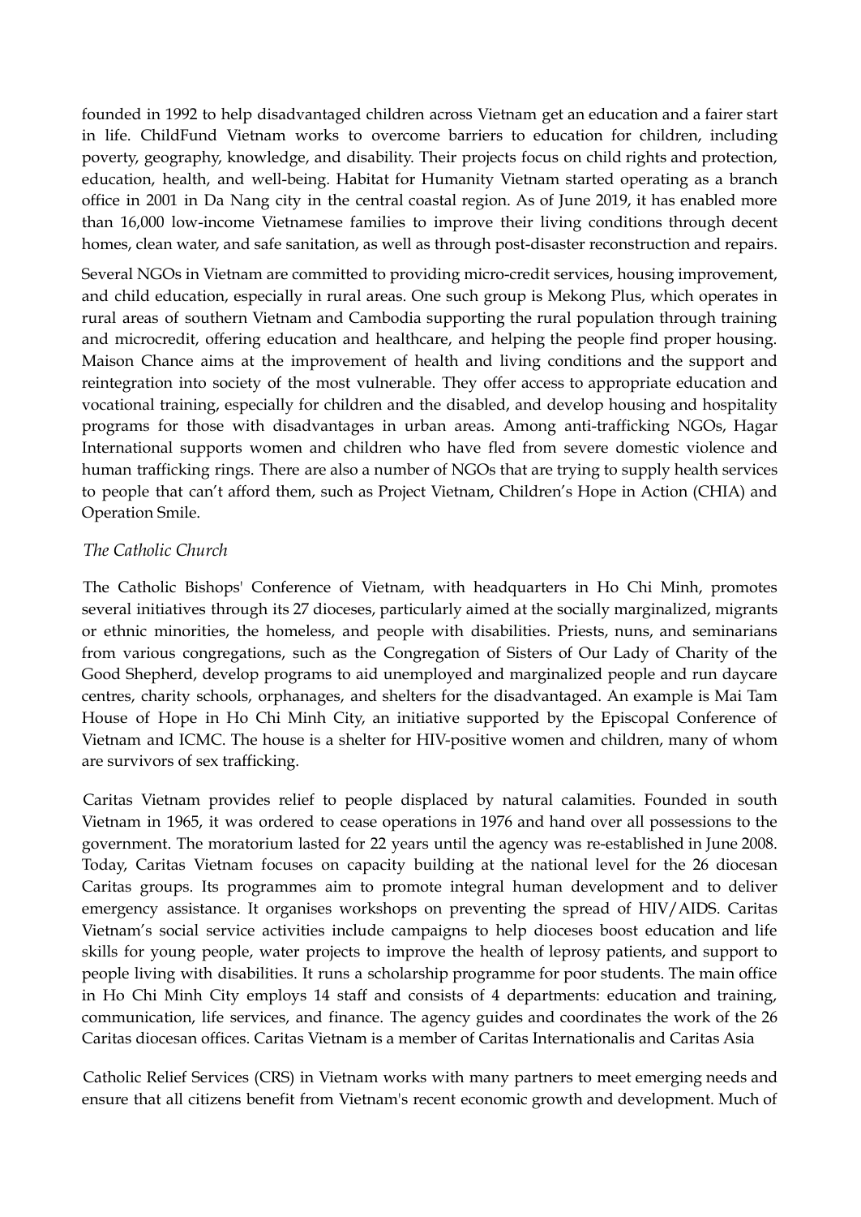founded in 1992 to help disadvantaged children across Vietnam get an education and a fairer start in life. ChildFund Vietnam works to overcome barriers to education for children, including poverty, geography, knowledge, and disability. Their projects focus on child rights and protection, education, health, and well-being. Habitat for Humanity Vietnam started operating as a branch office in 2001 in Da Nang city in the central coastal region. As of June 2019, it has enabled more than 16,000 low-income Vietnamese families to improve their living conditions through decent homes, clean water, and safe sanitation, as well as through post-disaster reconstruction and repairs.

Several NGOs in Vietnam are committed to providing micro-credit services, housing improvement, and child education, especially in rural areas. One such group is Mekong Plus, which operates in rural areas of southern Vietnam and Cambodia supporting the rural population through training and microcredit, offering education and healthcare, and helping the people find proper housing. Maison Chance aims at the improvement of health and living conditions and the support and reintegration into society of the most vulnerable. They offer access to appropriate education and vocational training, especially for children and the disabled, and develop housing and hospitality programs for those with disadvantages in urban areas. Among anti-trafficking NGOs, Hagar International supports women and children who have fled from severe domestic violence and human trafficking rings. There are also a number of NGOs that are trying to supply health services to people that can't afford them, such as Project Vietnam, Children's Hope in Action (CHIA) and Operation Smile.

*The Catholic Church*

The Catholic Bishops' Conference of Vietnam, with headquarters in Ho Chi Minh, promotes several initiatives through its 27 dioceses, particularly aimed at the socially marginalized, migrants or ethnic minorities, the homeless, and people with disabilities. Priests, nuns, and seminarians from various congregations, such as the Congregation of Sisters of Our Lady of Charity of the Good Shepherd, develop programs to aid unemployed and marginalized people and run daycare centres, charity schools, orphanages, and shelters for the disadvantaged. An example is Mai Tam House of Hope in Ho Chi Minh City, an initiative supported by the Episcopal Conference of Vietnam and ICMC. The house is a shelter for HIV-positive women and children, many of whom are survivors of sex trafficking.

Caritas Vietnam provides relief to people displaced by natural calamities. Founded in south Vietnam in 1965, it was ordered to cease operations in 1976 and hand over all possessions to the government. The moratorium lasted for 22 years until the agency was re-established in June 2008. Today, Caritas Vietnam focuses on capacity building at the national level for the 26 diocesan Caritas groups. Its programmes aim to promote integral human development and to deliver emergency assistance. It organises workshops on preventing the spread of HIV/AIDS. Caritas Vietnam's social service activities include campaigns to help dioceses boost education and life skills for young people, water projects to improve the health of leprosy patients, and support to people living with disabilities. It runs a scholarship programme for poor students. The main office in Ho Chi Minh City employs 14 staff and consists of 4 departments: education and training, communication, life services, and finance. The agency guides and coordinates the work of the 26 Caritas diocesan offices. Caritas Vietnam is a member of Caritas Internationalis and Caritas Asia

Catholic Relief Services (CRS) in Vietnam works with many partners to meet emerging needs and ensure that all citizens benefit from Vietnam's recent economic growth and development. Much of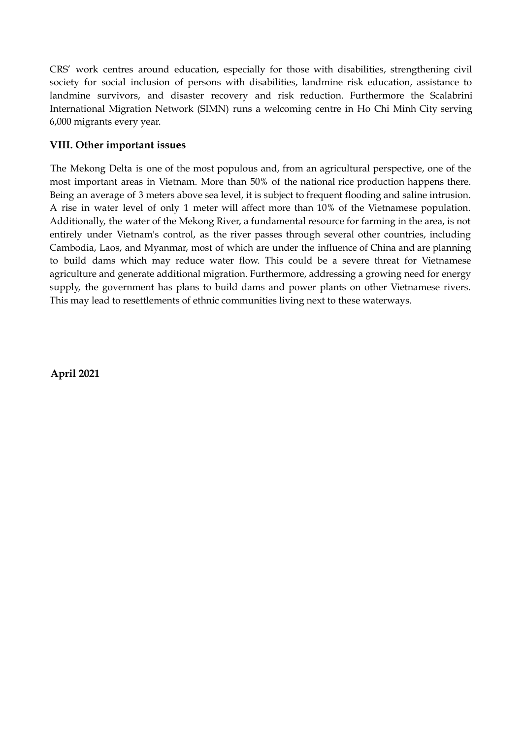CRS' work centres around education, especially for those with disabilities, strengthening civil society for social inclusion of persons with disabilities, landmine risk education, assistance to landmine survivors, and disaster recovery and risk reduction. Furthermore the Scalabrini International Migration Network (SIMN) runs a welcoming centre in Ho Chi Minh City serving 6,000 migrants every year.

## VIII. Other important issues

The Mekong Delta is one of the most populous and, from an agricultural perspective, one of the most important areas in Vietnam. More than 50% of the national rice production happens there. Being an average of 3 meters above sea level, it is subject to frequent flooding and saline intrusion. A rise in water level of only 1 meter will affect more than 10% of the Vietnamese population. Additionally, the water of the Mekong River, a fundamental resource for farming in the area, is not entirely under Vietnam's control, as the river passes through several other countries, including Cambodia, Laos, and Myanmar, most of which are under the influence of China and are planning to build dams which may reduce water flow. This could be a severe threat for Vietnamese agriculture and generate additional migration. Furthermore, addressing a growing need for energy supply, the government has plans to build dams and power plants on other Vietnamese rivers. This may lead to resettlements of ethnic communities living next to these waterways.

**April 2021**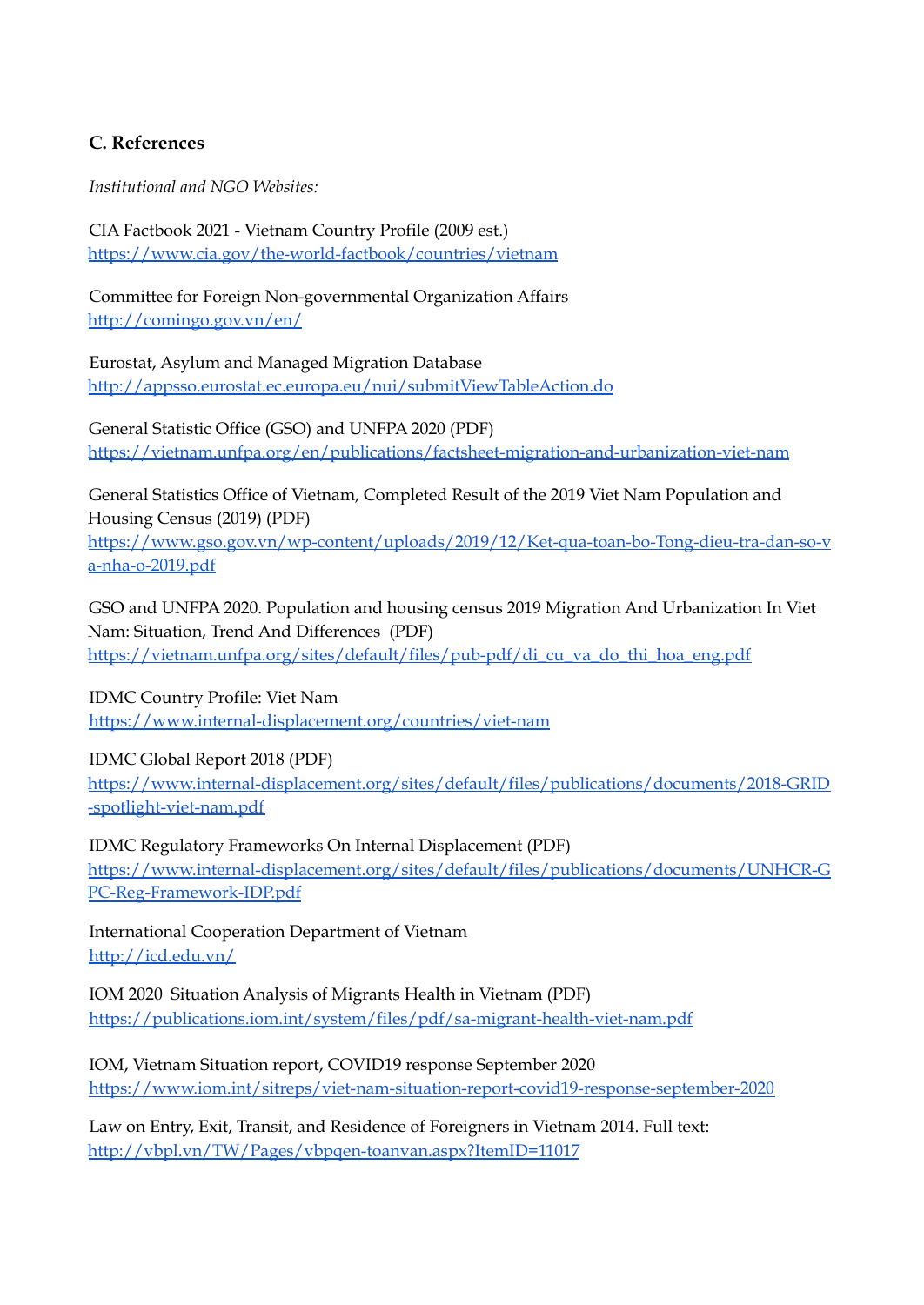## C. References

*Institutional and NGO Websites:*

CIA Factbook 2021 - Vietnam Country Profile (2009 est.)
https://www.cia.gov/the-world-factbook/countries/vietnam

Committee for Foreign Non-governmental Organization Affairs
http://comingo.gov.vn/en/

Eurostat, Asylum and Managed Migration Database
http://appsso.eurostat.ec.europa.eu/nui/submitViewTableAction.do

General Statistic Office (GSO) and UNFPA 2020 (PDF)
https://vietnam.unfpa.org/en/publications/factsheet-migration-and-urbanization-viet-nam

General Statistics Office of Vietnam, Completed Result of the 2019 Viet Nam Population and Housing Census (2019) (PDF)
https://www.gso.gov.vn/wp-content/uploads/2019/12/Ket-qua-toan-bo-Tong-dieu-tra-dan-so-va-nha-o-2019.pdf

GSO and UNFPA 2020. Population and housing census 2019 Migration And Urbanization In Viet Nam: Situation, Trend And Differences (PDF)
https://vietnam.unfpa.org/sites/default/files/pub-pdf/di_cu_va_do_thi_hoa_eng.pdf

IDMC Country Profile: Viet Nam
https://www.internal-displacement.org/countries/viet-nam

IDMC Global Report 2018 (PDF)
https://www.internal-displacement.org/sites/default/files/publications/documents/2018-GRID-spotlight-viet-nam.pdf

IDMC Regulatory Frameworks On Internal Displacement (PDF)
https://www.internal-displacement.org/sites/default/files/publications/documents/UNHCR-GPC-Reg-Framework-IDP.pdf

International Cooperation Department of Vietnam
http://icd.edu.vn/

IOM 2020 Situation Analysis of Migrants Health in Vietnam (PDF)
https://publications.iom.int/system/files/pdf/sa-migrant-health-viet-nam.pdf

IOM, Vietnam Situation report, COVID19 response September 2020
https://www.iom.int/sitreps/viet-nam-situation-report-covid19-response-september-2020

Law on Entry, Exit, Transit, and Residence of Foreigners in Vietnam 2014. Full text:
http://vbpl.vn/TW/Pages/vbpqen-toanvan.aspx?ItemID=11017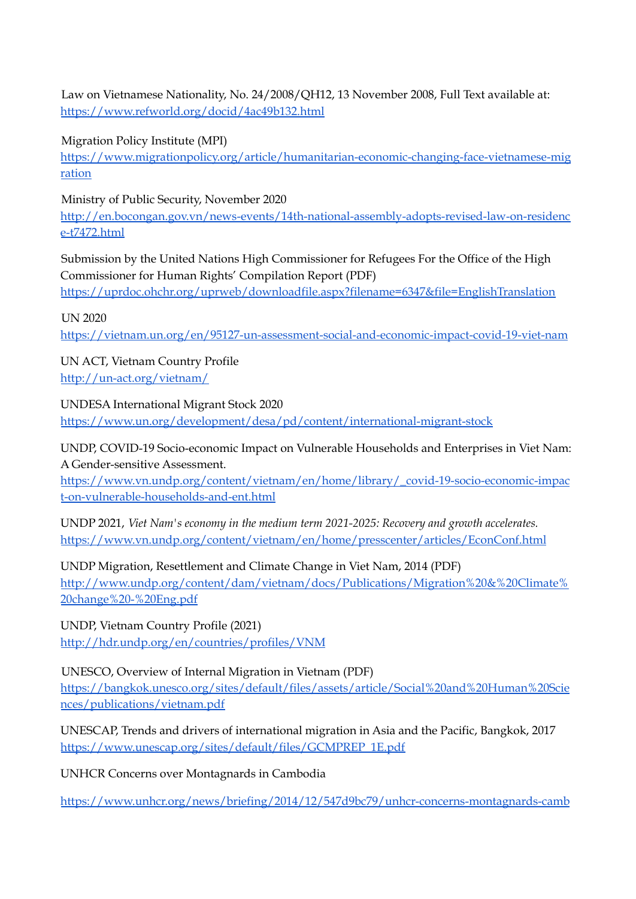Law on Vietnamese Nationality, No. 24/2008/QH12, 13 November 2008, Full Text available at: https://www.refworld.org/docid/4ac49b132.html

Migration Policy Institute (MPI)
https://www.migrationpolicy.org/article/humanitarian-economic-changing-face-vietnamese-migration

Ministry of Public Security, November 2020
http://en.bocongan.gov.vn/news-events/14th-national-assembly-adopts-revised-law-on-residence-t7472.html

Submission by the United Nations High Commissioner for Refugees For the Office of the High Commissioner for Human Rights' Compilation Report (PDF)
https://uprdoc.ohchr.org/uprweb/downloadfile.aspx?filename=6347&file=EnglishTranslation

UN 2020
https://vietnam.un.org/en/95127-un-assessment-social-and-economic-impact-covid-19-viet-nam

UN ACT, Vietnam Country Profile
http://un-act.org/vietnam/

UNDESA International Migrant Stock 2020
https://www.un.org/development/desa/pd/content/international-migrant-stock

UNDP, COVID-19 Socio-economic Impact on Vulnerable Households and Enterprises in Viet Nam: A Gender-sensitive Assessment.
https://www.vn.undp.org/content/vietnam/en/home/library/_covid-19-socio-economic-impact-on-vulnerable-households-and-ent.html

UNDP 2021, *Viet Nam's economy in the medium term 2021-2025: Recovery and growth accelerates.*
https://www.vn.undp.org/content/vietnam/en/home/presscenter/articles/EconConf.html

UNDP Migration, Resettlement and Climate Change in Viet Nam, 2014 (PDF)
http://www.undp.org/content/dam/vietnam/docs/Publications/Migration%20&%20Climate%20change%20-%20Eng.pdf

UNDP, Vietnam Country Profile (2021)
http://hdr.undp.org/en/countries/profiles/VNM

UNESCO, Overview of Internal Migration in Vietnam (PDF)
https://bangkok.unesco.org/sites/default/files/assets/article/Social%20and%20Human%20Sciences/publications/vietnam.pdf

UNESCAP, Trends and drivers of international migration in Asia and the Pacific, Bangkok, 2017
https://www.unescap.org/sites/default/files/GCMPREP_1E.pdf

UNHCR Concerns over Montagnards in Cambodia

https://www.unhcr.org/news/briefing/2014/12/547d9bc79/unhcr-concerns-montagnards-camb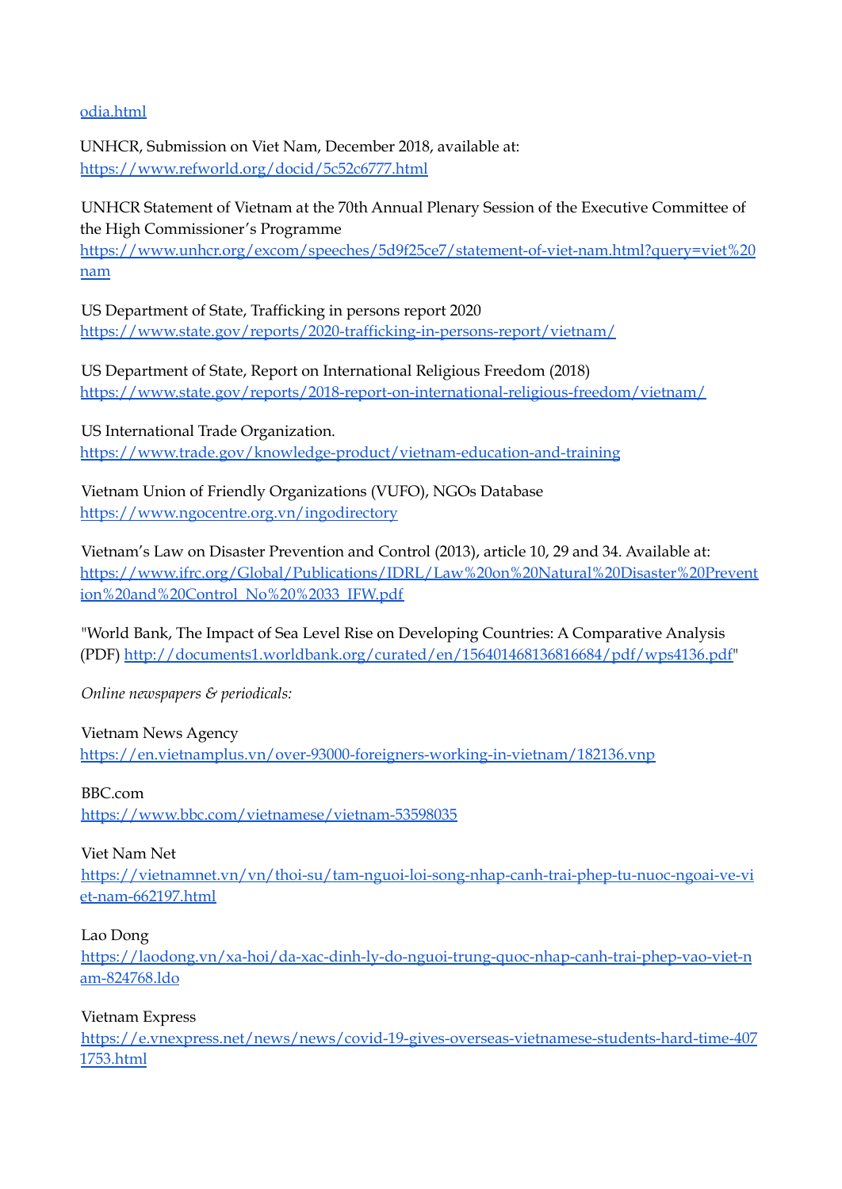[odia.html](odia.html)

UNHCR, Submission on Viet Nam, December 2018, available at: [https://www.refworld.org/docid/5c52c6777.html](https://www.refworld.org/docid/5c52c6777.html)

UNHCR Statement of Vietnam at the 70th Annual Plenary Session of the Executive Committee of the High Commissioner's Programme [https://www.unhcr.org/excom/speeches/5d9f25ce7/statement-of-viet-nam.html?query=viet%20nam](https://www.unhcr.org/excom/speeches/5d9f25ce7/statement-of-viet-nam.html?query=viet%20nam)

US Department of State, Trafficking in persons report 2020 [https://www.state.gov/reports/2020-trafficking-in-persons-report/vietnam/](https://www.state.gov/reports/2020-trafficking-in-persons-report/vietnam/)

US Department of State, Report on International Religious Freedom (2018) [https://www.state.gov/reports/2018-report-on-international-religious-freedom/vietnam/](https://www.state.gov/reports/2018-report-on-international-religious-freedom/vietnam/)

US International Trade Organization. [https://www.trade.gov/knowledge-product/vietnam-education-and-training](https://www.trade.gov/knowledge-product/vietnam-education-and-training)

Vietnam Union of Friendly Organizations (VUFO), NGOs Database [https://www.ngocentre.org.vn/ingodirectory](https://www.ngocentre.org.vn/ingodirectory)

Vietnam's Law on Disaster Prevention and Control (2013), article 10, 29 and 34. Available at: [https://www.ifrc.org/Global/Publications/IDRL/Law%20on%20Natural%20Disaster%20Prevention%20and%20Control_No%20%2033_IFW.pdf](https://www.ifrc.org/Global/Publications/IDRL/Law%20on%20Natural%20Disaster%20Prevention%20and%20Control_No%20%2033_IFW.pdf)

"World Bank, The Impact of Sea Level Rise on Developing Countries: A Comparative Analysis (PDF) [http://documents1.worldbank.org/curated/en/156401468136816684/pdf/wps4136.pdf](http://documents1.worldbank.org/curated/en/156401468136816684/pdf/wps4136.pdf)"

*Online newspapers & periodicals:*

Vietnam News Agency [https://en.vietnamplus.vn/over-93000-foreigners-working-in-vietnam/182136.vnp](https://en.vietnamplus.vn/over-93000-foreigners-working-in-vietnam/182136.vnp)

BBC.com [https://www.bbc.com/vietnamese/vietnam-53598035](https://www.bbc.com/vietnamese/vietnam-53598035)

Viet Nam Net [https://vietnamnet.vn/vn/thoi-su/tam-nguoi-loi-song-nhap-canh-trai-phep-tu-nuoc-ngoai-ve-viet-nam-662197.html](https://vietnamnet.vn/vn/thoi-su/tam-nguoi-loi-song-nhap-canh-trai-phep-tu-nuoc-ngoai-ve-viet-nam-662197.html)

Lao Dong [https://laodong.vn/xa-hoi/da-xac-dinh-ly-do-nguoi-trung-quoc-nhap-canh-trai-phep-vao-viet-nam-824768.ldo](https://laodong.vn/xa-hoi/da-xac-dinh-ly-do-nguoi-trung-quoc-nhap-canh-trai-phep-vao-viet-nam-824768.ldo)

Vietnam Express [https://e.vnexpress.net/news/news/covid-19-gives-overseas-vietnamese-students-hard-time-4071753.html](https://e.vnexpress.net/news/news/covid-19-gives-overseas-vietnamese-students-hard-time-4071753.html)